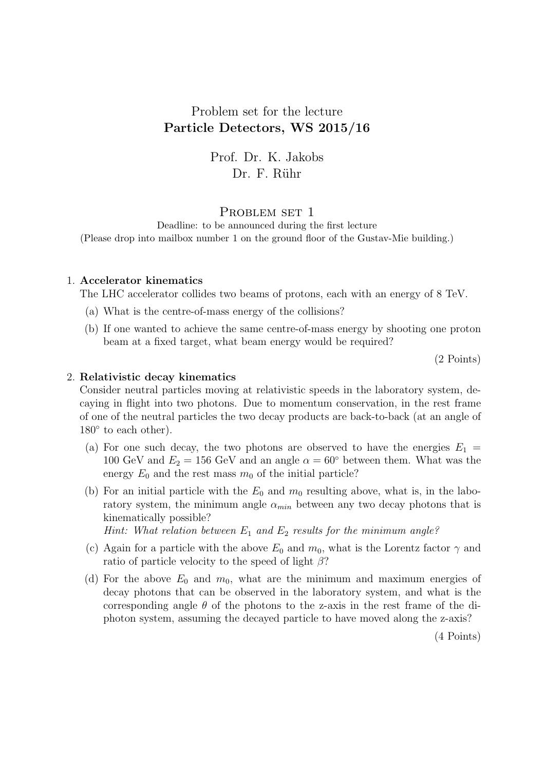Problem set for the lecture

**Particle Detectors, WS 2015/16**

Prof. Dr. K. Jakobs

Dr. F. Rühr

# Problem set 1

Deadline: to be announced during the first lecture

(Please drop into mailbox number 1 on the ground floor of the Gustav-Mie building.)

1. **Accelerator kinematics**

   The LHC accelerator collides two beams of protons, each with an energy of 8 TeV.

   (a) What is the centre-of-mass energy of the collisions?

   (b) If one wanted to achieve the same centre-of-mass energy by shooting one proton beam at a fixed target, what beam energy would be required?

   (2 Points)

2. **Relativistic decay kinematics**

   Consider neutral particles moving at relativistic speeds in the laboratory system, decaying in flight into two photons. Due to momentum conservation, in the rest frame of one of the neutral particles the two decay products are back-to-back (at an angle of $180^\circ$ to each other).

   (a) For one such decay, the two photons are observed to have the energies $E_1 =$ 100 GeV and $E_2 =$ 156 GeV and an angle $\alpha = 60^\circ$ between them. What was the energy $E_0$ and the rest mass $m_0$ of the initial particle?

   (b) For an initial particle with the $E_0$ and $m_0$ resulting above, what is, in the laboratory system, the minimum angle $\alpha_{min}$ between any two decay photons that is kinematically possible?

   *Hint: What relation between $E_1$ and $E_2$ results for the minimum angle?*

   (c) Again for a particle with the above $E_0$ and $m_0$, what is the Lorentz factor $\gamma$ and ratio of particle velocity to the speed of light $\beta$?

   (d) For the above $E_0$ and $m_0$, what are the minimum and maximum energies of decay photons that can be observed in the laboratory system, and what is the corresponding angle $\theta$ of the photons to the z-axis in the rest frame of the di-photon system, assuming the decayed particle to have moved along the z-axis?

   (4 Points)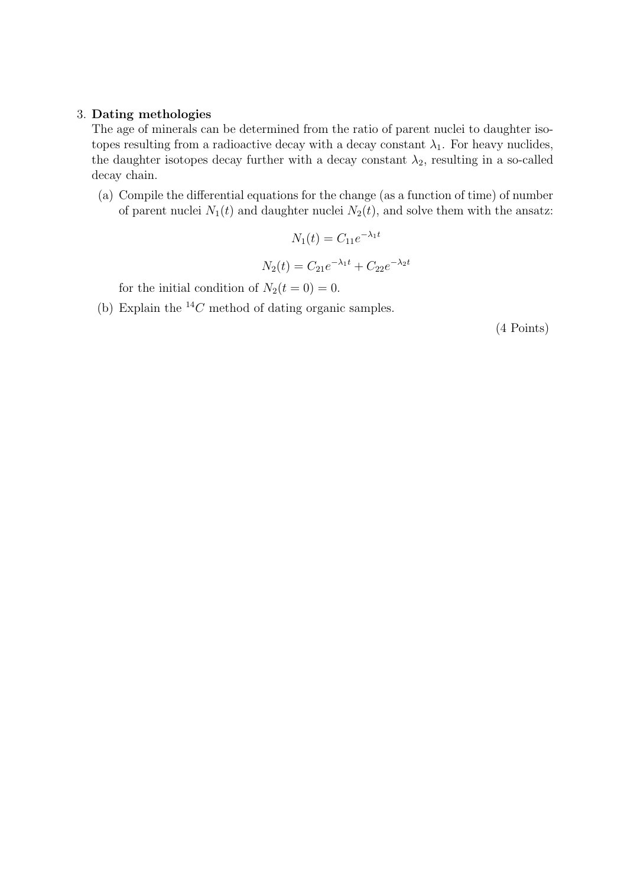3. **Dating methologies**

The age of minerals can be determined from the ratio of parent nuclei to daughter isotopes resulting from a radioactive decay with a decay constant $\lambda_1$. For heavy nuclides, the daughter isotopes decay further with a decay constant $\lambda_2$, resulting in a so-called decay chain.

(a) Compile the differential equations for the change (as a function of time) of number of parent nuclei $N_1(t)$ and daughter nuclei $N_2(t)$, and solve them with the ansatz:

$$N_1(t) = C_{11}e^{-\lambda_1 t}$$

$$N_2(t) = C_{21}e^{-\lambda_1 t} + C_{22}e^{-\lambda_2 t}$$

for the initial condition of $N_2(t = 0) = 0$.

(b) Explain the $^{14}C$ method of dating organic samples.

(4 Points)